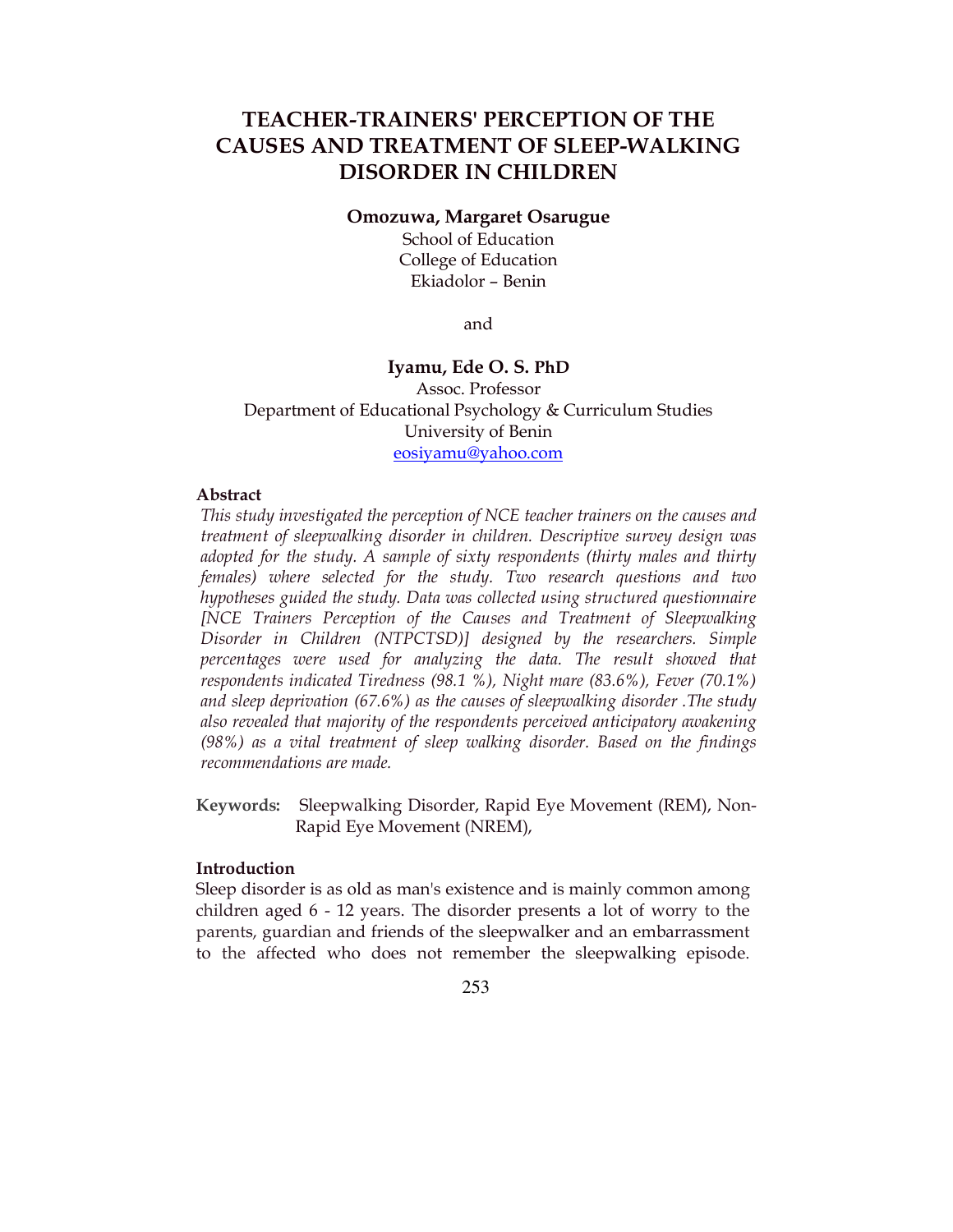# TEACHER-TRAINERS' PERCEPTION OF THE CAUSES AND TREATMENT OF SLEEP-WALKING DISORDER IN CHILDREN

**Omozuwa, Margaret Osarugue**
School of Education
College of Education
Ekiadolor – Benin

and

**Iyamu, Ede O. S. PhD**
Assoc. Professor
Department of Educational Psychology & Curriculum Studies
University of Benin
eosiyamu@yahoo.com

### Abstract

*This study investigated the perception of NCE teacher trainers on the causes and treatment of sleepwalking disorder in children. Descriptive survey design was adopted for the study. A sample of sixty respondents (thirty males and thirty females) where selected for the study. Two research questions and two hypotheses guided the study. Data was collected using structured questionnaire [NCE Trainers Perception of the Causes and Treatment of Sleepwalking Disorder in Children (NTPCTSD)] designed by the researchers. Simple percentages were used for analyzing the data. The result showed that respondents indicated Tiredness (98.1 %), Night mare (83.6%), Fever (70.1%) and sleep deprivation (67.6%) as the causes of sleepwalking disorder .The study also revealed that majority of the respondents perceived anticipatory awakening (98%) as a vital treatment of sleep walking disorder. Based on the findings recommendations are made.*

**Keywords:** Sleepwalking Disorder, Rapid Eye Movement (REM), Non-Rapid Eye Movement (NREM),

### Introduction

Sleep disorder is as old as man's existence and is mainly common among children aged 6 - 12 years. The disorder presents a lot of worry to the parents, guardian and friends of the sleepwalker and an embarrassment to the affected who does not remember the sleepwalking episode.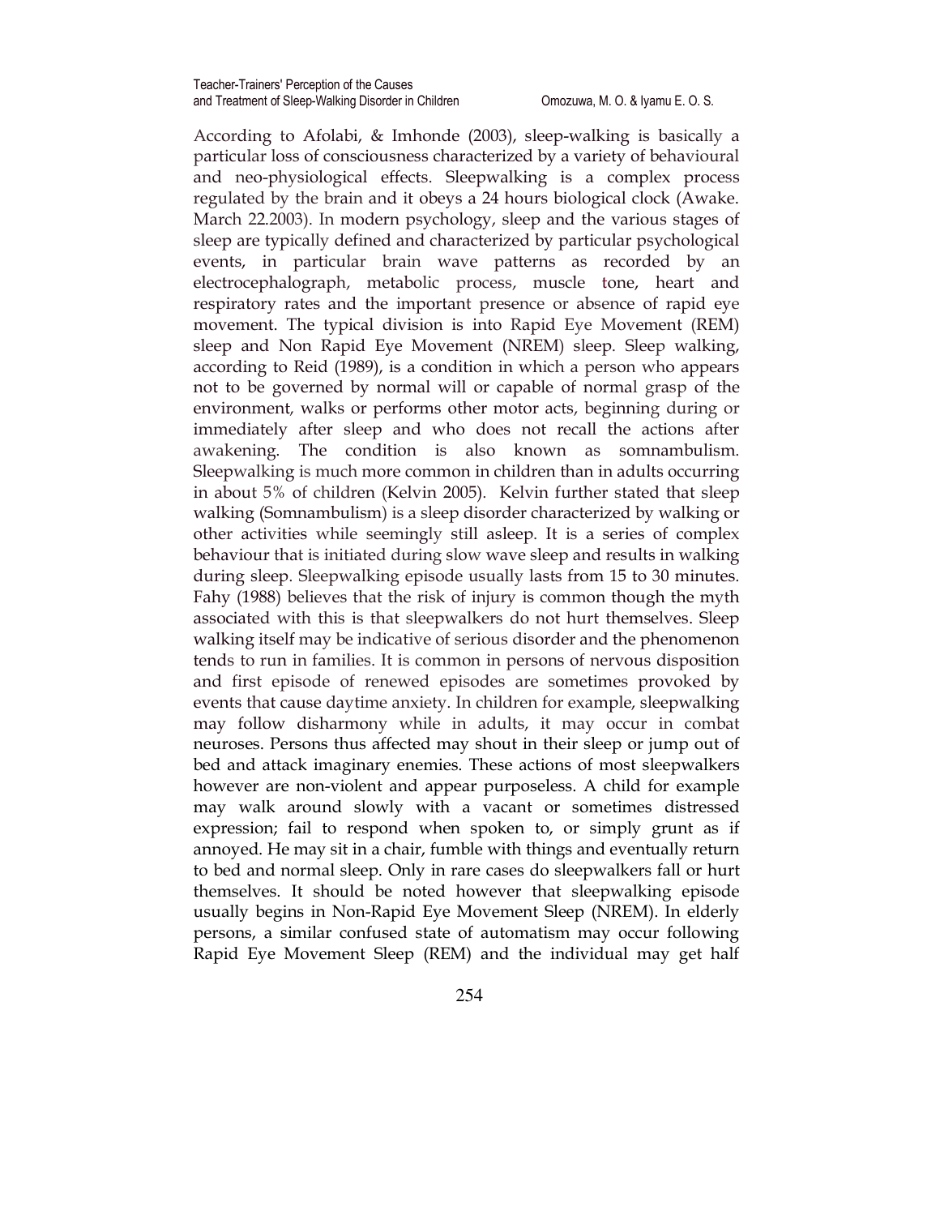According to Afolabi, & Imhonde (2003), sleep-walking is basically a particular loss of consciousness characterized by a variety of behavioural and neo-physiological effects. Sleepwalking is a complex process regulated by the brain and it obeys a 24 hours biological clock (Awake. March 22.2003). In modern psychology, sleep and the various stages of sleep are typically defined and characterized by particular psychological events, in particular brain wave patterns as recorded by an electrocephalograph, metabolic process, muscle tone, heart and respiratory rates and the important presence or absence of rapid eye movement. The typical division is into Rapid Eye Movement (REM) sleep and Non Rapid Eye Movement (NREM) sleep. Sleep walking, according to Reid (1989), is a condition in which a person who appears not to be governed by normal will or capable of normal grasp of the environment, walks or performs other motor acts, beginning during or immediately after sleep and who does not recall the actions after awakening. The condition is also known as somnambulism. Sleepwalking is much more common in children than in adults occurring in about 5% of children (Kelvin 2005). Kelvin further stated that sleep walking (Somnambulism) is a sleep disorder characterized by walking or other activities while seemingly still asleep. It is a series of complex behaviour that is initiated during slow wave sleep and results in walking during sleep. Sleepwalking episode usually lasts from 15 to 30 minutes. Fahy (1988) believes that the risk of injury is common though the myth associated with this is that sleepwalkers do not hurt themselves. Sleep walking itself may be indicative of serious disorder and the phenomenon tends to run in families. It is common in persons of nervous disposition and first episode of renewed episodes are sometimes provoked by events that cause daytime anxiety. In children for example, sleepwalking may follow disharmony while in adults, it may occur in combat neuroses. Persons thus affected may shout in their sleep or jump out of bed and attack imaginary enemies. These actions of most sleepwalkers however are non-violent and appear purposeless. A child for example may walk around slowly with a vacant or sometimes distressed expression; fail to respond when spoken to, or simply grunt as if annoyed. He may sit in a chair, fumble with things and eventually return to bed and normal sleep. Only in rare cases do sleepwalkers fall or hurt themselves. It should be noted however that sleepwalking episode usually begins in Non-Rapid Eye Movement Sleep (NREM). In elderly persons, a similar confused state of automatism may occur following Rapid Eye Movement Sleep (REM) and the individual may get half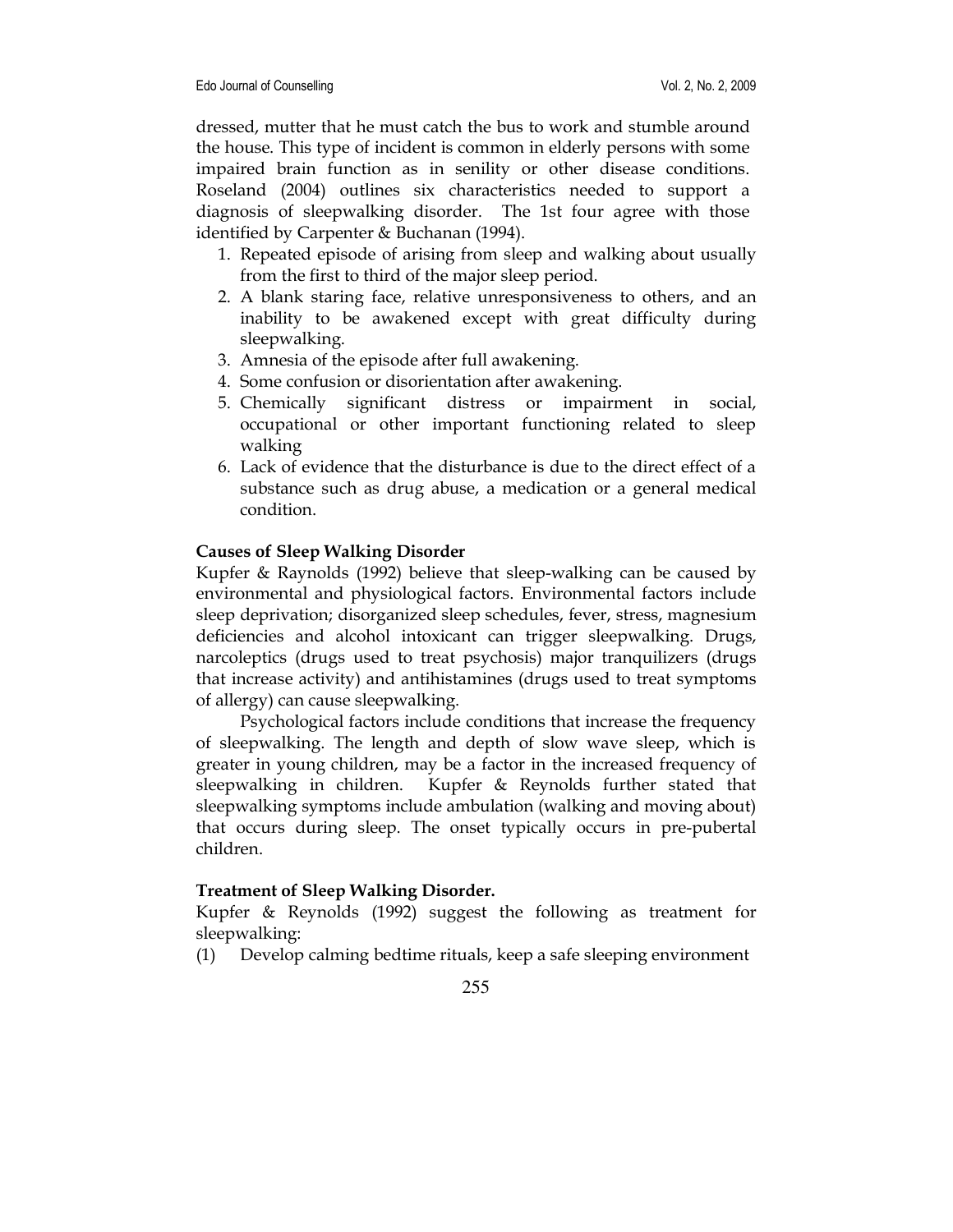dressed, mutter that he must catch the bus to work and stumble around the house. This type of incident is common in elderly persons with some impaired brain function as in senility or other disease conditions. Roseland (2004) outlines six characteristics needed to support a diagnosis of sleepwalking disorder. The 1st four agree with those identified by Carpenter & Buchanan (1994).

1. Repeated episode of arising from sleep and walking about usually from the first to third of the major sleep period.
2. A blank staring face, relative unresponsiveness to others, and an inability to be awakened except with great difficulty during sleepwalking.
3. Amnesia of the episode after full awakening.
4. Some confusion or disorientation after awakening.
5. Chemically significant distress or impairment in social, occupational or other important functioning related to sleep walking
6. Lack of evidence that the disturbance is due to the direct effect of a substance such as drug abuse, a medication or a general medical condition.

**Causes of Sleep Walking Disorder**

Kupfer & Raynolds (1992) believe that sleep-walking can be caused by environmental and physiological factors. Environmental factors include sleep deprivation; disorganized sleep schedules, fever, stress, magnesium deficiencies and alcohol intoxicant can trigger sleepwalking. Drugs, narcoleptics (drugs used to treat psychosis) major tranquilizers (drugs that increase activity) and antihistamines (drugs used to treat symptoms of allergy) can cause sleepwalking.

Psychological factors include conditions that increase the frequency of sleepwalking. The length and depth of slow wave sleep, which is greater in young children, may be a factor in the increased frequency of sleepwalking in children. Kupfer & Reynolds further stated that sleepwalking symptoms include ambulation (walking and moving about) that occurs during sleep. The onset typically occurs in pre-pubertal children.

**Treatment of Sleep Walking Disorder.**

Kupfer & Reynolds (1992) suggest the following as treatment for sleepwalking:

(1) Develop calming bedtime rituals, keep a safe sleeping environment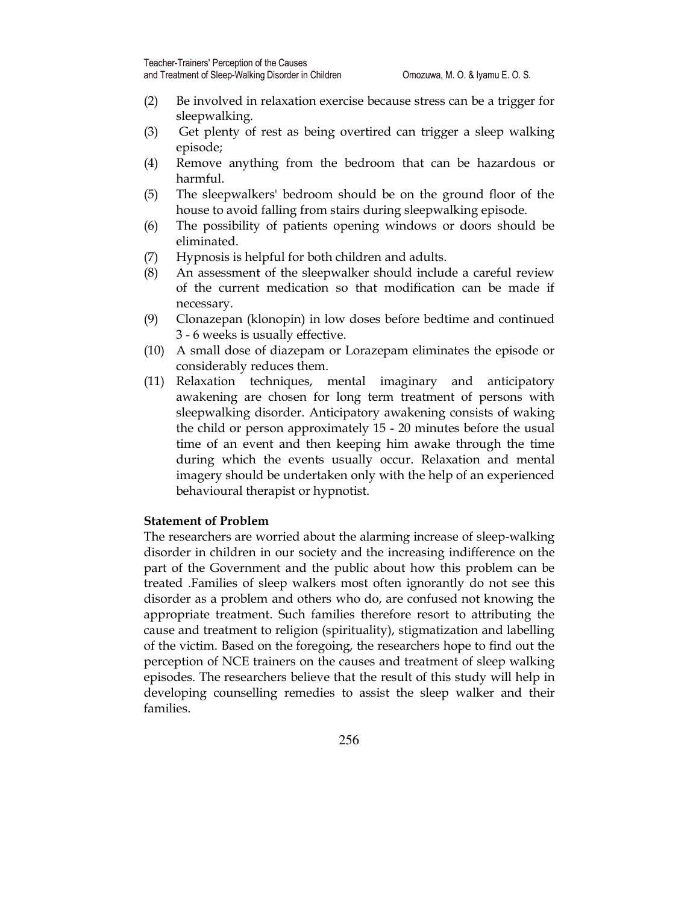(2) Be involved in relaxation exercise because stress can be a trigger for sleepwalking.

(3) Get plenty of rest as being overtired can trigger a sleep walking episode;

(4) Remove anything from the bedroom that can be hazardous or harmful.

(5) The sleepwalkers' bedroom should be on the ground floor of the house to avoid falling from stairs during sleepwalking episode.

(6) The possibility of patients opening windows or doors should be eliminated.

(7) Hypnosis is helpful for both children and adults.

(8) An assessment of the sleepwalker should include a careful review of the current medication so that modification can be made if necessary.

(9) Clonazepan (klonopin) in low doses before bedtime and continued 3 - 6 weeks is usually effective.

(10) A small dose of diazepam or Lorazepam eliminates the episode or considerably reduces them.

(11) Relaxation techniques, mental imaginary and anticipatory awakening are chosen for long term treatment of persons with sleepwalking disorder. Anticipatory awakening consists of waking the child or person approximately 15 - 20 minutes before the usual time of an event and then keeping him awake through the time during which the events usually occur. Relaxation and mental imagery should be undertaken only with the help of an experienced behavioural therapist or hypnotist.

**Statement of Problem**

The researchers are worried about the alarming increase of sleep-walking disorder in children in our society and the increasing indifference on the part of the Government and the public about how this problem can be treated .Families of sleep walkers most often ignorantly do not see this disorder as a problem and others who do, are confused not knowing the appropriate treatment. Such families therefore resort to attributing the cause and treatment to religion (spirituality), stigmatization and labelling of the victim. Based on the foregoing, the researchers hope to find out the perception of NCE trainers on the causes and treatment of sleep walking episodes. The researchers believe that the result of this study will help in developing counselling remedies to assist the sleep walker and their families.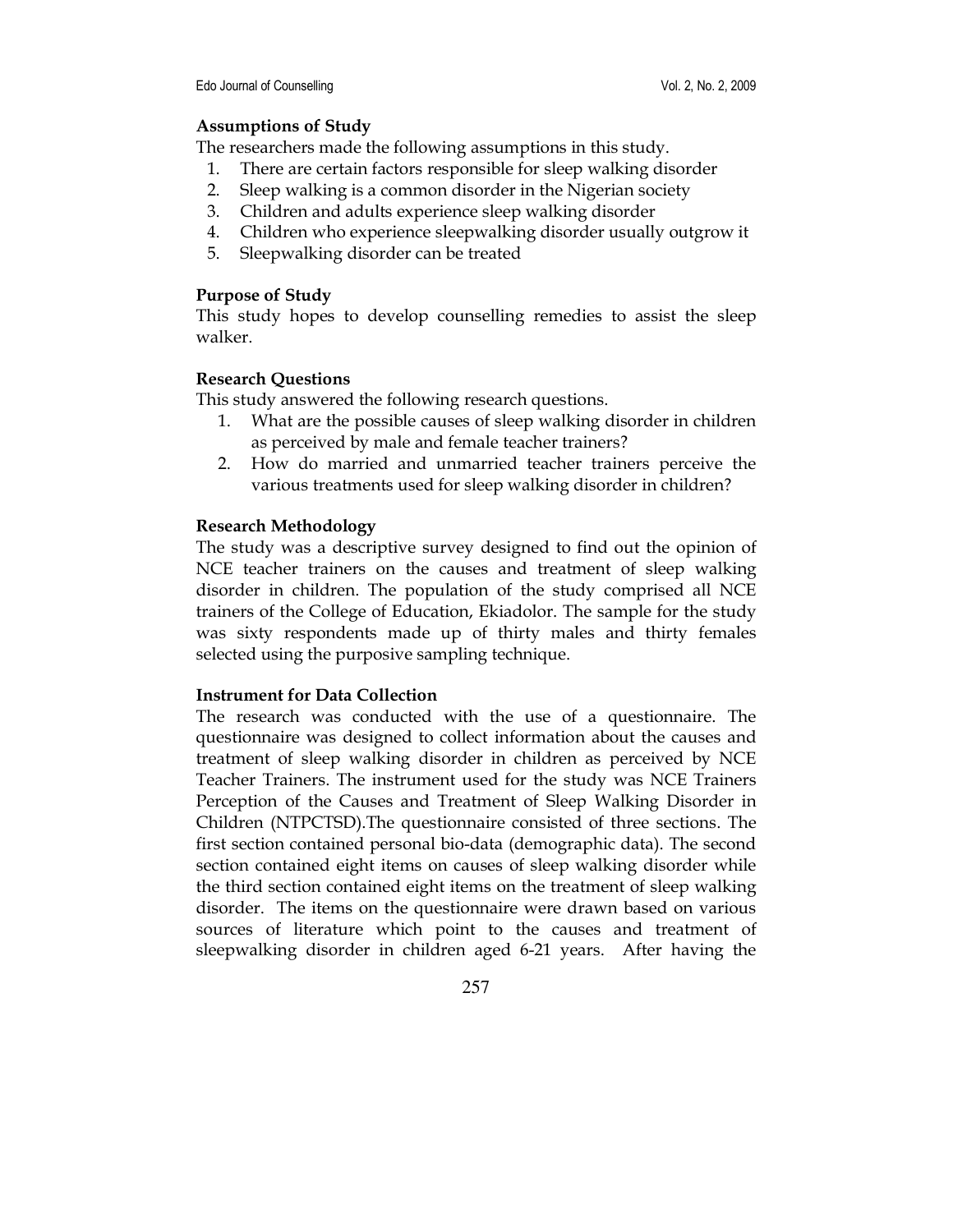**Assumptions of Study**

The researchers made the following assumptions in this study.

1. There are certain factors responsible for sleep walking disorder
2. Sleep walking is a common disorder in the Nigerian society
3. Children and adults experience sleep walking disorder
4. Children who experience sleepwalking disorder usually outgrow it
5. Sleepwalking disorder can be treated

**Purpose of Study**

This study hopes to develop counselling remedies to assist the sleep walker.

**Research Questions**

This study answered the following research questions.

1. What are the possible causes of sleep walking disorder in children as perceived by male and female teacher trainers?
2. How do married and unmarried teacher trainers perceive the various treatments used for sleep walking disorder in children?

**Research Methodology**

The study was a descriptive survey designed to find out the opinion of NCE teacher trainers on the causes and treatment of sleep walking disorder in children. The population of the study comprised all NCE trainers of the College of Education, Ekiadolor. The sample for the study was sixty respondents made up of thirty males and thirty females selected using the purposive sampling technique.

**Instrument for Data Collection**

The research was conducted with the use of a questionnaire. The questionnaire was designed to collect information about the causes and treatment of sleep walking disorder in children as perceived by NCE Teacher Trainers. The instrument used for the study was NCE Trainers Perception of the Causes and Treatment of Sleep Walking Disorder in Children (NTPCTSD).The questionnaire consisted of three sections. The first section contained personal bio-data (demographic data). The second section contained eight items on causes of sleep walking disorder while the third section contained eight items on the treatment of sleep walking disorder. The items on the questionnaire were drawn based on various sources of literature which point to the causes and treatment of sleepwalking disorder in children aged 6-21 years. After having the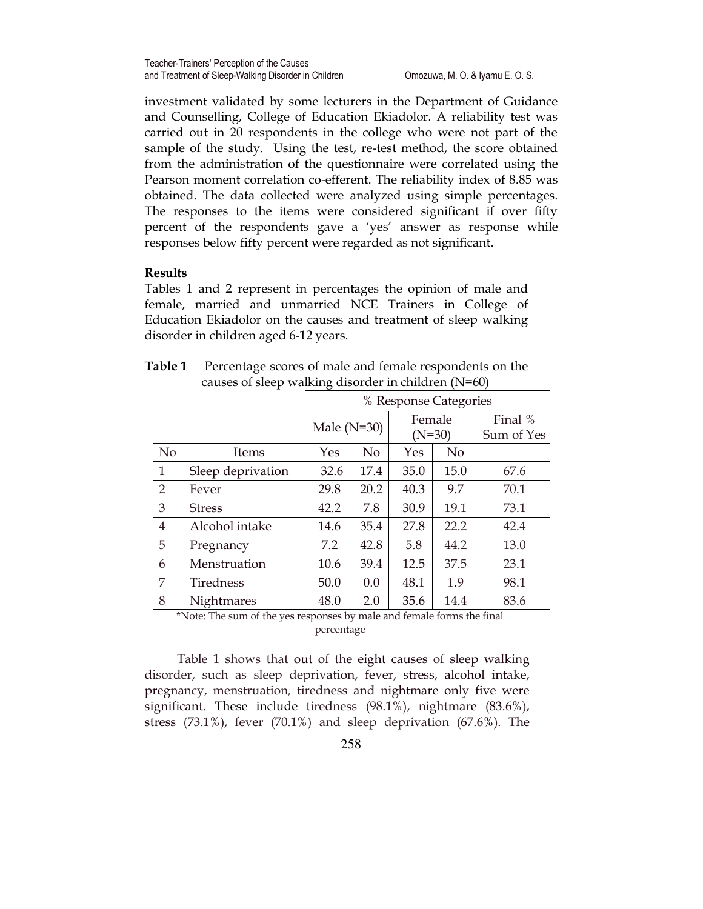investment validated by some lecturers in the Department of Guidance and Counselling, College of Education Ekiadolor. A reliability test was carried out in 20 respondents in the college who were not part of the sample of the study. Using the test, re-test method, the score obtained from the administration of the questionnaire were correlated using the Pearson moment correlation co-efferent. The reliability index of 8.85 was obtained. The data collected were analyzed using simple percentages. The responses to the items were considered significant if over fifty percent of the respondents gave a 'yes' answer as response while responses below fifty percent were regarded as not significant.

**Results**

Tables 1 and 2 represent in percentages the opinion of male and female, married and unmarried NCE Trainers in College of Education Ekiadolor on the causes and treatment of sleep walking disorder in children aged 6-12 years.

**Table 1** Percentage scores of male and female respondents on the causes of sleep walking disorder in children (N=60)

| | | % Response Categories | | | | |
|---|---|---|---|---|---|---|
| | | Male (N=30) | | Female (N=30) | | Final % Sum of Yes |
| No | Items | Yes | No | Yes | No | |
| 1 | Sleep deprivation | 32.6 | 17.4 | 35.0 | 15.0 | 67.6 |
| 2 | Fever | 29.8 | 20.2 | 40.3 | 9.7 | 70.1 |
| 3 | Stress | 42.2 | 7.8 | 30.9 | 19.1 | 73.1 |
| 4 | Alcohol intake | 14.6 | 35.4 | 27.8 | 22.2 | 42.4 |
| 5 | Pregnancy | 7.2 | 42.8 | 5.8 | 44.2 | 13.0 |
| 6 | Menstruation | 10.6 | 39.4 | 12.5 | 37.5 | 23.1 |
| 7 | Tiredness | 50.0 | 0.0 | 48.1 | 1.9 | 98.1 |
| 8 | Nightmares | 48.0 | 2.0 | 35.6 | 14.4 | 83.6 |

*Note: The sum of the yes responses by male and female forms the final percentage

Table 1 shows that out of the eight causes of sleep walking disorder, such as sleep deprivation, fever, stress, alcohol intake, pregnancy, menstruation, tiredness and nightmare only five were significant. These include tiredness (98.1%), nightmare (83.6%), stress (73.1%), fever (70.1%) and sleep deprivation (67.6%). The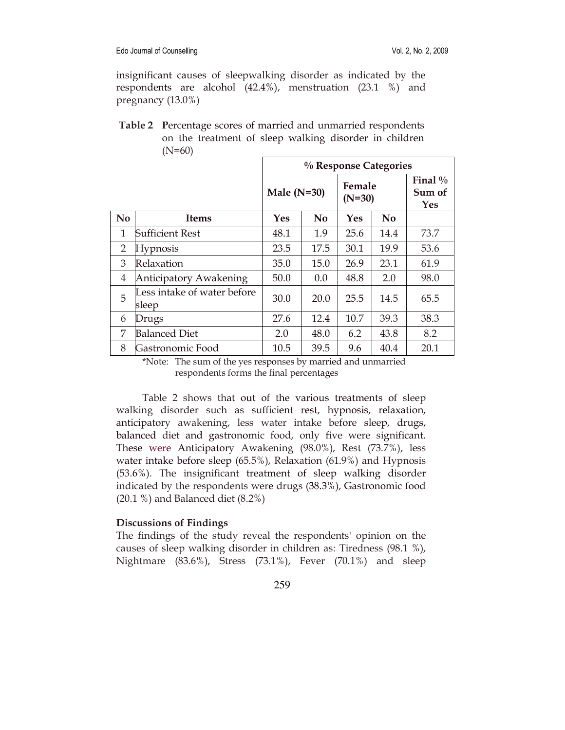insignificant causes of sleepwalking disorder as indicated by the respondents are alcohol (42.4%), menstruation (23.1 %) and pregnancy (13.0%)

**Table 2** Percentage scores of married and unmarried respondents on the treatment of sleep walking disorder in children (N=60)

| | | % Response Categories | | | | |
|---|---|---|---|---|---|---|
| | | Male (N=30) | | Female (N=30) | | Final % Sum of Yes |
| **No** | **Items** | **Yes** | **No** | **Yes** | **No** | |
| 1 | Sufficient Rest | 48.1 | 1.9 | 25.6 | 14.4 | 73.7 |
| 2 | Hypnosis | 23.5 | 17.5 | 30.1 | 19.9 | 53.6 |
| 3 | Relaxation | 35.0 | 15.0 | 26.9 | 23.1 | 61.9 |
| 4 | Anticipatory Awakening | 50.0 | 0.0 | 48.8 | 2.0 | 98.0 |
| 5 | Less intake of water before sleep | 30.0 | 20.0 | 25.5 | 14.5 | 65.5 |
| 6 | Drugs | 27.6 | 12.4 | 10.7 | 39.3 | 38.3 |
| 7 | Balanced Diet | 2.0 | 48.0 | 6.2 | 43.8 | 8.2 |
| 8 | Gastronomic Food | 10.5 | 39.5 | 9.6 | 40.4 | 20.1 |

*Note: The sum of the yes responses by married and unmarried respondents forms the final percentages

Table 2 shows that out of the various treatments of sleep walking disorder such as sufficient rest, hypnosis, relaxation, anticipatory awakening, less water intake before sleep, drugs, balanced diet and gastronomic food, only five were significant. These were Anticipatory Awakening (98.0%), Rest (73.7%), less water intake before sleep (65.5%), Relaxation (61.9%) and Hypnosis (53.6%). The insignificant treatment of sleep walking disorder indicated by the respondents were drugs (38.3%), Gastronomic food (20.1 %) and Balanced diet (8.2%)

### Discussions of Findings

The findings of the study reveal the respondents' opinion on the causes of sleep walking disorder in children as: Tiredness (98.1 %), Nightmare (83.6%), Stress (73.1%), Fever (70.1%) and sleep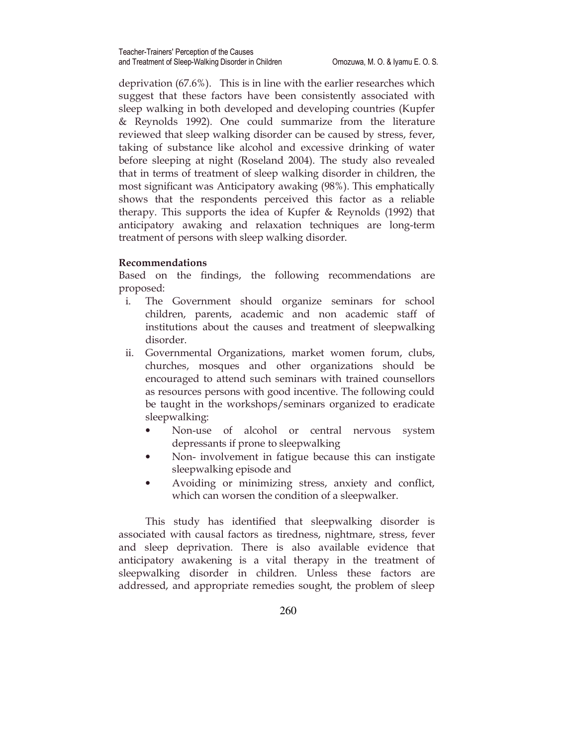deprivation (67.6%). This is in line with the earlier researches which suggest that these factors have been consistently associated with sleep walking in both developed and developing countries (Kupfer & Reynolds 1992). One could summarize from the literature reviewed that sleep walking disorder can be caused by stress, fever, taking of substance like alcohol and excessive drinking of water before sleeping at night (Roseland 2004). The study also revealed that in terms of treatment of sleep walking disorder in children, the most significant was Anticipatory awaking (98%). This emphatically shows that the respondents perceived this factor as a reliable therapy. This supports the idea of Kupfer & Reynolds (1992) that anticipatory awaking and relaxation techniques are long-term treatment of persons with sleep walking disorder.

**Recommendations**

Based on the findings, the following recommendations are proposed:

i. The Government should organize seminars for school children, parents, academic and non academic staff of institutions about the causes and treatment of sleepwalking disorder.

ii. Governmental Organizations, market women forum, clubs, churches, mosques and other organizations should be encouraged to attend such seminars with trained counsellors as resources persons with good incentive. The following could be taught in the workshops/seminars organized to eradicate sleepwalking:
   - Non-use of alcohol or central nervous system depressants if prone to sleepwalking
   - Non- involvement in fatigue because this can instigate sleepwalking episode and
   - Avoiding or minimizing stress, anxiety and conflict, which can worsen the condition of a sleepwalker.

This study has identified that sleepwalking disorder is associated with causal factors as tiredness, nightmare, stress, fever and sleep deprivation. There is also available evidence that anticipatory awakening is a vital therapy in the treatment of sleepwalking disorder in children. Unless these factors are addressed, and appropriate remedies sought, the problem of sleep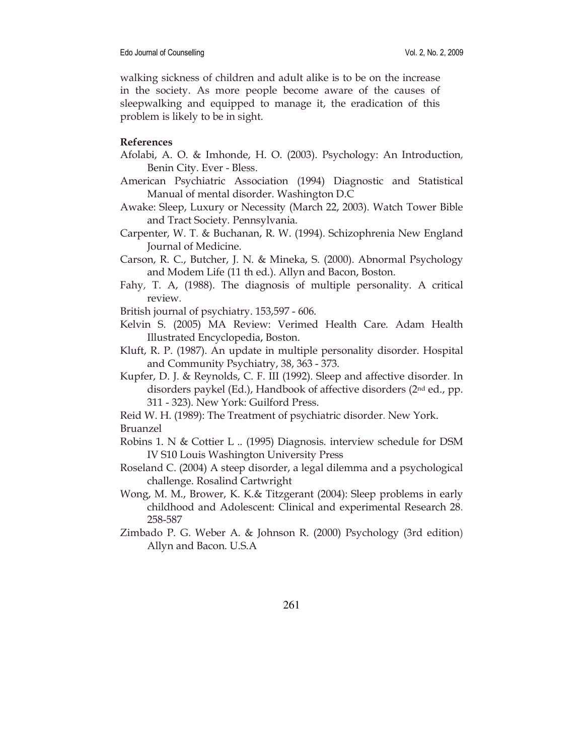walking sickness of children and adult alike is to be on the increase in the society. As more people become aware of the causes of sleepwalking and equipped to manage it, the eradication of this problem is likely to be in sight.

**References**

Afolabi, A. O. & Imhonde, H. O. (2003). Psychology: An Introduction, Benin City. Ever - Bless.

American Psychiatric Association (1994) Diagnostic and Statistical Manual of mental disorder. Washington D.C

Awake: Sleep, Luxury or Necessity (March 22, 2003). Watch Tower Bible and Tract Society. Pennsylvania.

Carpenter, W. T. & Buchanan, R. W. (1994). Schizophrenia New England Journal of Medicine.

Carson, R. C., Butcher, J. N. & Mineka, S. (2000). Abnormal Psychology and Modem Life (11 th ed.). Allyn and Bacon, Boston.

Fahy, T. A, (1988). The diagnosis of multiple personality. A critical review.

British journal of psychiatry. 153,597 - 606.

Kelvin S. (2005) MA Review: Verimed Health Care. Adam Health Illustrated Encyclopedia, Boston.

Kluft, R. P. (1987). An update in multiple personality disorder. Hospital and Community Psychiatry, 38, 363 - 373.

Kupfer, D. J. & Reynolds, C. F. III (1992). Sleep and affective disorder. In disorders paykel (Ed.), Handbook of affective disorders (2nd ed., pp. 311 - 323). New York: Guilford Press.

Reid W. H. (1989): The Treatment of psychiatric disorder. New York. Bruanzel

Robins 1. N & Cottier L .. (1995) Diagnosis. interview schedule for DSM IV S10 Louis Washington University Press

Roseland C. (2004) A steep disorder, a legal dilemma and a psychological challenge. Rosalind Cartwright

Wong, M. M., Brower, K. K.& Titzgerant (2004): Sleep problems in early childhood and Adolescent: Clinical and experimental Research 28. 258-587

Zimbado P. G. Weber A. & Johnson R. (2000) Psychology (3rd edition) Allyn and Bacon. U.S.A